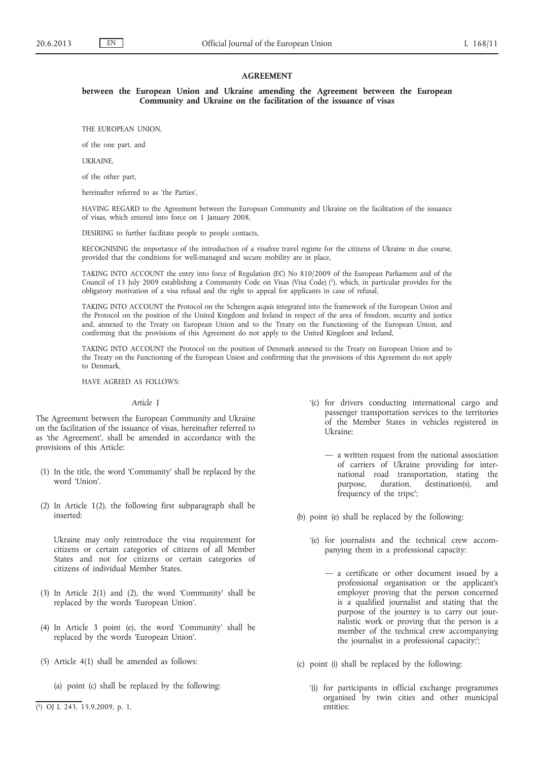# AGREEMENT

## between the European Union and Ukraine amending the Agreement between the European Community and Ukraine on the facilitation of the issuance of visas

THE EUROPEAN UNION,

of the one part, and

UKRAINE,

of the other part,

hereinafter referred to as 'the Parties',

HAVING REGARD to the Agreement between the European Community and Ukraine on the facilitation of the issuance of visas, which entered into force on 1 January 2008,

DESIRING to further facilitate people to people contacts,

RECOGNISING the importance of the introduction of a visafree travel regime for the citizens of Ukraine in due course, provided that the conditions for well-managed and secure mobility are in place,

TAKING INTO ACCOUNT the entry into force of Regulation (EC) No 810/2009 of the European Parliament and of the Council of 13 July 2009 establishing a Community Code on Visas (Visa Code) [1], which, in particular provides for the obligatory motivation of a visa refusal and the right to appeal for applicants in case of refusal,

TAKING INTO ACCOUNT the Protocol on the Schengen *acquis* integrated into the framework of the European Union and the Protocol on the position of the United Kingdom and Ireland in respect of the area of freedom, security and justice and, annexed to the Treaty on European Union and to the Treaty on the Functioning of the European Union, and confirming that the provisions of this Agreement do not apply to the United Kingdom and Ireland,

TAKING INTO ACCOUNT the Protocol on the position of Denmark annexed to the Treaty on European Union and to the Treaty on the Functioning of the European Union and confirming that the provisions of this Agreement do not apply to Denmark,

HAVE AGREED AS FOLLOWS:

*Article 1*

The Agreement between the European Community and Ukraine on the facilitation of the issuance of visas, hereinafter referred to as 'the Agreement', shall be amended in accordance with the provisions of this Article:

(1) In the title, the word 'Community' shall be replaced by the word 'Union'.

(2) In Article 1(2), the following first subparagraph shall be inserted:

Ukraine may only reintroduce the visa requirement for citizens or certain categories of citizens of all Member States and not for citizens or certain categories of citizens of individual Member States.

(3) In Article 2(1) and (2), the word 'Community' shall be replaced by the words 'European Union'.

(4) In Article 3 point (e), the word 'Community' shall be replaced by the words 'European Union'.

(5) Article 4(1) shall be amended as follows:

(a) point (c) shall be replaced by the following:

'(c) for drivers conducting international cargo and passenger transportation services to the territories of the Member States in vehicles registered in Ukraine:

— a written request from the national association of carriers of Ukraine providing for international road transportation, stating the purpose, duration, destination(s), and frequency of the trips;';

(b) point (e) shall be replaced by the following:

'(e) for journalists and the technical crew accompanying them in a professional capacity:

— a certificate or other document issued by a professional organisation or the applicant's employer proving that the person concerned is a qualified journalist and stating that the purpose of the journey is to carry out journalistic work or proving that the person is a member of the technical crew accompanying the journalist in a professional capacity;';

(c) point (i) shall be replaced by the following:

'(i) for participants in official exchange programmes organised by twin cities and other municipal entities:

---

[1] OJ L 243, 15.9.2009, p. 1.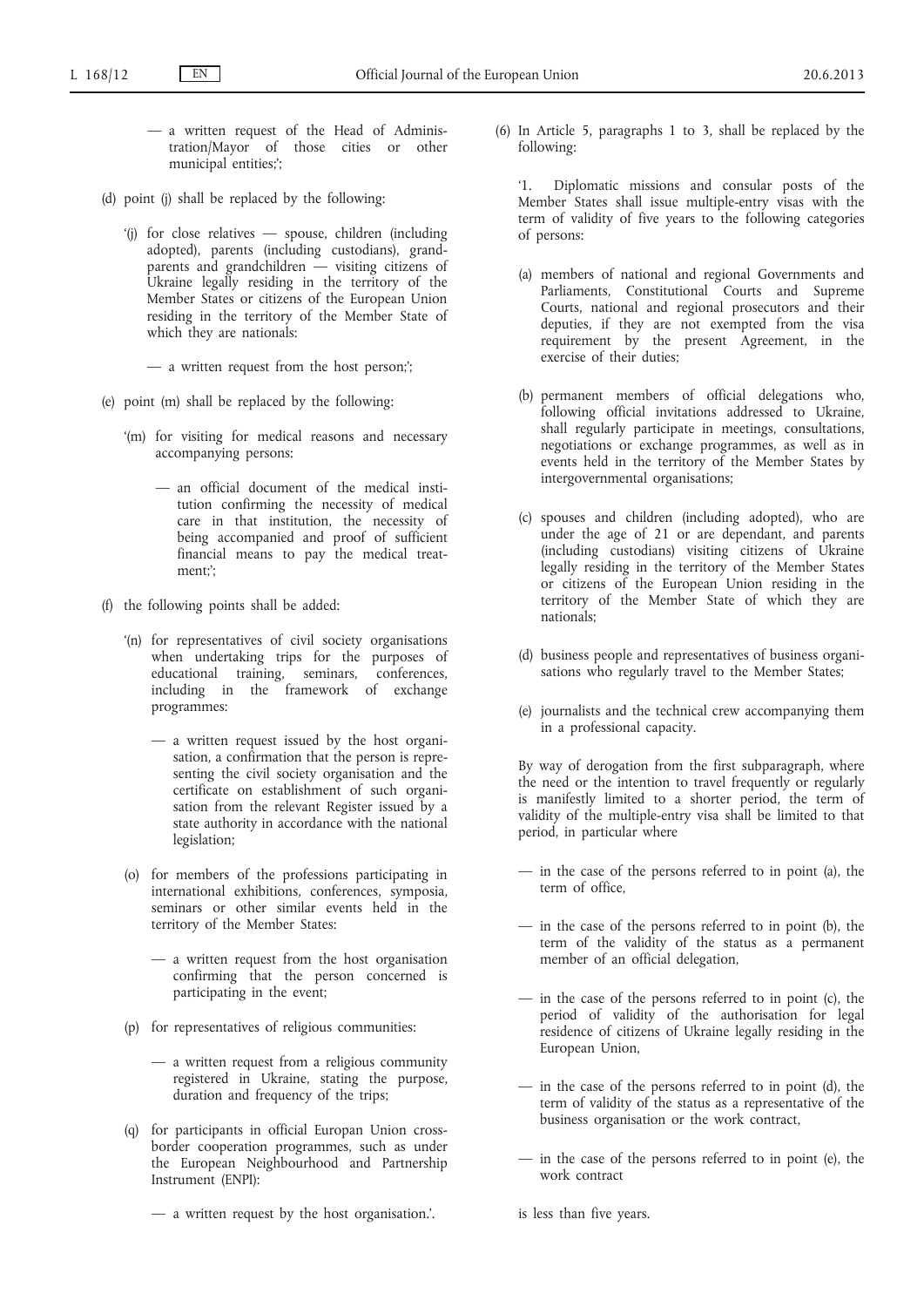— a written request of the Head of Administration/Mayor of those cities or other municipal entities;';

(d) point (j) shall be replaced by the following:

'(j) for close relatives — spouse, children (including adopted), parents (including custodians), grandparents and grandchildren — visiting citizens of Ukraine legally residing in the territory of the Member States or citizens of the European Union residing in the territory of the Member State of which they are nationals:

— a written request from the host person;';

(e) point (m) shall be replaced by the following:

'(m) for visiting for medical reasons and necessary accompanying persons:

— an official document of the medical institution confirming the necessity of medical care in that institution, the necessity of being accompanied and proof of sufficient financial means to pay the medical treatment;';

(f) the following points shall be added:

'(n) for representatives of civil society organisations when undertaking trips for the purposes of educational training, seminars, conferences, including in the framework of exchange programmes:

— a written request issued by the host organisation, a confirmation that the person is representing the civil society organisation and the certificate on establishment of such organisation from the relevant Register issued by a state authority in accordance with the national legislation;

(o) for members of the professions participating in international exhibitions, conferences, symposia, seminars or other similar events held in the territory of the Member States:

— a written request from the host organisation confirming that the person concerned is participating in the event;

(p) for representatives of religious communities:

— a written request from a religious community registered in Ukraine, stating the purpose, duration and frequency of the trips;

(q) for participants in official Europan Union cross-border cooperation programmes, such as under the European Neighbourhood and Partnership Instrument (ENPI):

— a written request by the host organisation.'.

(6) In Article 5, paragraphs 1 to 3, shall be replaced by the following:

'1. Diplomatic missions and consular posts of the Member States shall issue multiple-entry visas with the term of validity of five years to the following categories of persons:

(a) members of national and regional Governments and Parliaments, Constitutional Courts and Supreme Courts, national and regional prosecutors and their deputies, if they are not exempted from the visa requirement by the present Agreement, in the exercise of their duties;

(b) permanent members of official delegations who, following official invitations addressed to Ukraine, shall regularly participate in meetings, consultations, negotiations or exchange programmes, as well as in events held in the territory of the Member States by intergovernmental organisations;

(c) spouses and children (including adopted), who are under the age of 21 or are dependant, and parents (including custodians) visiting citizens of Ukraine legally residing in the territory of the Member States or citizens of the European Union residing in the territory of the Member State of which they are nationals;

(d) business people and representatives of business organisations who regularly travel to the Member States;

(e) journalists and the technical crew accompanying them in a professional capacity.

By way of derogation from the first subparagraph, where the need or the intention to travel frequently or regularly is manifestly limited to a shorter period, the term of validity of the multiple-entry visa shall be limited to that period, in particular where

— in the case of the persons referred to in point (a), the term of office,

— in the case of the persons referred to in point (b), the term of the validity of the status as a permanent member of an official delegation,

— in the case of the persons referred to in point (c), the period of validity of the authorisation for legal residence of citizens of Ukraine legally residing in the European Union,

— in the case of the persons referred to in point (d), the term of validity of the status as a representative of the business organisation or the work contract,

— in the case of the persons referred to in point (e), the work contract

is less than five years.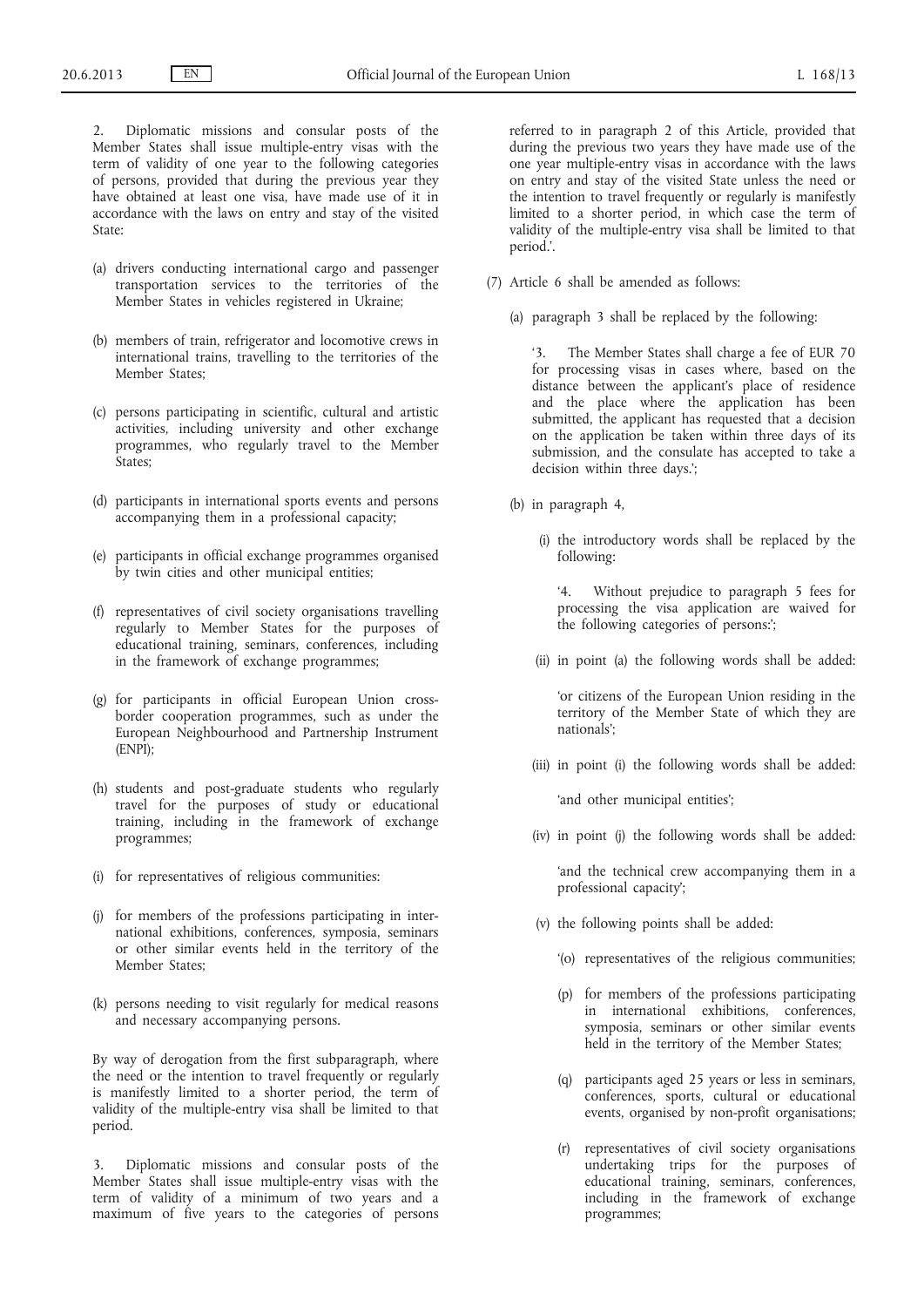2. Diplomatic missions and consular posts of the Member States shall issue multiple-entry visas with the term of validity of one year to the following categories of persons, provided that during the previous year they have obtained at least one visa, have made use of it in accordance with the laws on entry and stay of the visited State:

(a) drivers conducting international cargo and passenger transportation services to the territories of the Member States in vehicles registered in Ukraine;

(b) members of train, refrigerator and locomotive crews in international trains, travelling to the territories of the Member States;

(c) persons participating in scientific, cultural and artistic activities, including university and other exchange programmes, who regularly travel to the Member States;

(d) participants in international sports events and persons accompanying them in a professional capacity;

(e) participants in official exchange programmes organised by twin cities and other municipal entities;

(f) representatives of civil society organisations travelling regularly to Member States for the purposes of educational training, seminars, conferences, including in the framework of exchange programmes;

(g) for participants in official European Union cross-border cooperation programmes, such as under the European Neighbourhood and Partnership Instrument (ENPI);

(h) students and post-graduate students who regularly travel for the purposes of study or educational training, including in the framework of exchange programmes;

(i) for representatives of religious communities:

(j) for members of the professions participating in international exhibitions, conferences, symposia, seminars or other similar events held in the territory of the Member States;

(k) persons needing to visit regularly for medical reasons and necessary accompanying persons.

By way of derogation from the first subparagraph, where the need or the intention to travel frequently or regularly is manifestly limited to a shorter period, the term of validity of the multiple-entry visa shall be limited to that period.

3. Diplomatic missions and consular posts of the Member States shall issue multiple-entry visas with the term of validity of a minimum of two years and a maximum of five years to the categories of persons referred to in paragraph 2 of this Article, provided that during the previous two years they have made use of the one year multiple-entry visas in accordance with the laws on entry and stay of the visited State unless the need or the intention to travel frequently or regularly is manifestly limited to a shorter period, in which case the term of validity of the multiple-entry visa shall be limited to that period.'.

(7) Article 6 shall be amended as follows:

(a) paragraph 3 shall be replaced by the following:

'3. The Member States shall charge a fee of EUR 70 for processing visas in cases where, based on the distance between the applicant's place of residence and the place where the application has been submitted, the applicant has requested that a decision on the application be taken within three days of its submission, and the consulate has accepted to take a decision within three days.';

(b) in paragraph 4,

(i) the introductory words shall be replaced by the following:

'4. Without prejudice to paragraph 5 fees for processing the visa application are waived for the following categories of persons:';

(ii) in point (a) the following words shall be added:

'or citizens of the European Union residing in the territory of the Member State of which they are nationals';

(iii) in point (i) the following words shall be added:

'and other municipal entities';

(iv) in point (j) the following words shall be added:

'and the technical crew accompanying them in a professional capacity';

(v) the following points shall be added:

'(o) representatives of the religious communities;

(p) for members of the professions participating in international exhibitions, conferences, symposia, seminars or other similar events held in the territory of the Member States;

(q) participants aged 25 years or less in seminars, conferences, sports, cultural or educational events, organised by non-profit organisations;

(r) representatives of civil society organisations undertaking trips for the purposes of educational training, seminars, conferences, including in the framework of exchange programmes;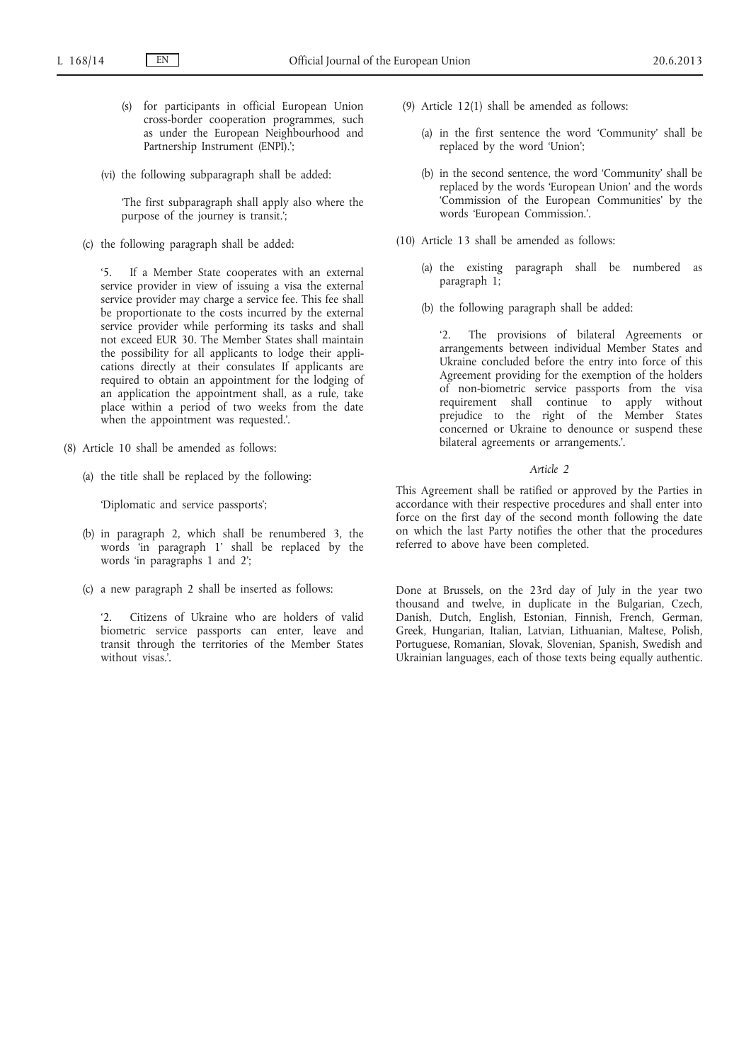(s) for participants in official European Union cross-border cooperation programmes, such as under the European Neighbourhood and Partnership Instrument (ENPI).';

(vi) the following subparagraph shall be added:

'The first subparagraph shall apply also where the purpose of the journey is transit.';

(c) the following paragraph shall be added:

'5. If a Member State cooperates with an external service provider in view of issuing a visa the external service provider may charge a service fee. This fee shall be proportionate to the costs incurred by the external service provider while performing its tasks and shall not exceed EUR 30. The Member States shall maintain the possibility for all applicants to lodge their applications directly at their consulates If applicants are required to obtain an appointment for the lodging of an application the appointment shall, as a rule, take place within a period of two weeks from the date when the appointment was requested.'.

(8) Article 10 shall be amended as follows:

(a) the title shall be replaced by the following:

'Diplomatic and service passports';

(b) in paragraph 2, which shall be renumbered 3, the words 'in paragraph 1' shall be replaced by the words 'in paragraphs 1 and 2';

(c) a new paragraph 2 shall be inserted as follows:

'2. Citizens of Ukraine who are holders of valid biometric service passports can enter, leave and transit through the territories of the Member States without visas.'.

(9) Article 12(1) shall be amended as follows:

(a) in the first sentence the word 'Community' shall be replaced by the word 'Union';

(b) in the second sentence, the word 'Community' shall be replaced by the words 'European Union' and the words 'Commission of the European Communities' by the words 'European Commission.'.

(10) Article 13 shall be amended as follows:

(a) the existing paragraph shall be numbered as paragraph 1;

(b) the following paragraph shall be added:

'2. The provisions of bilateral Agreements or arrangements between individual Member States and Ukraine concluded before the entry into force of this Agreement providing for the exemption of the holders of non-biometric service passports from the visa requirement shall continue to apply without prejudice to the right of the Member States concerned or Ukraine to denounce or suspend these bilateral agreements or arrangements.'.

*Article 2*

This Agreement shall be ratified or approved by the Parties in accordance with their respective procedures and shall enter into force on the first day of the second month following the date on which the last Party notifies the other that the procedures referred to above have been completed.

Done at Brussels, on the 23rd day of July in the year two thousand and twelve, in duplicate in the Bulgarian, Czech, Danish, Dutch, English, Estonian, Finnish, French, German, Greek, Hungarian, Italian, Latvian, Lithuanian, Maltese, Polish, Portuguese, Romanian, Slovak, Slovenian, Spanish, Swedish and Ukrainian languages, each of those texts being equally authentic.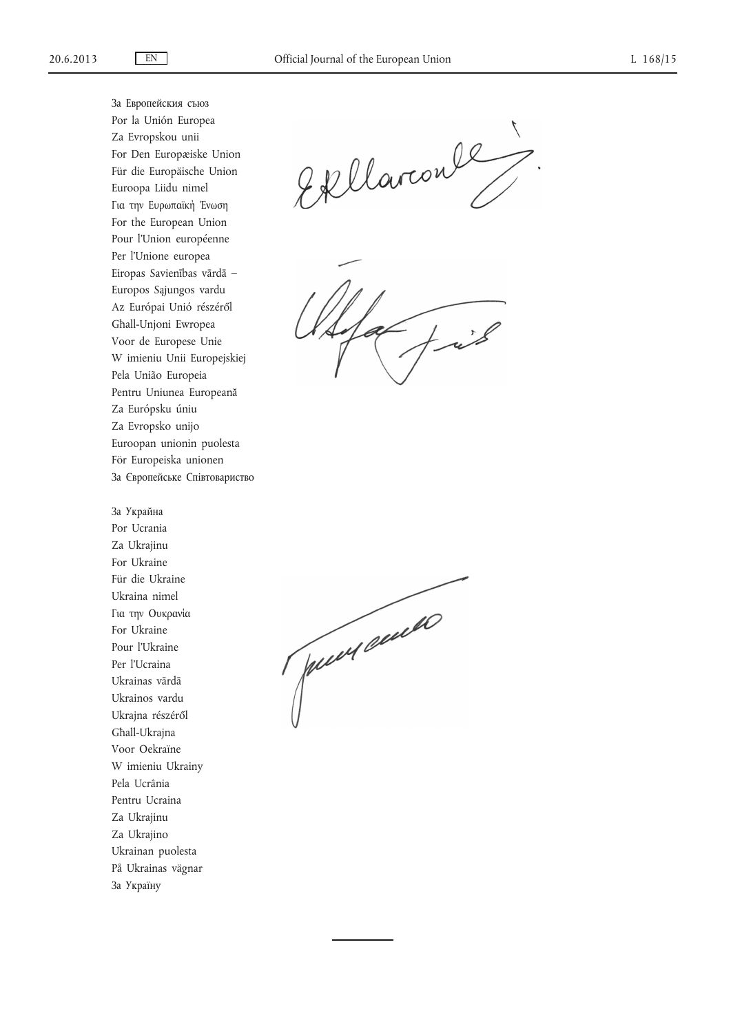За Европейския съюз
Por la Unión Europea
Za Evropskou unii
For Den Europæiske Union
Für die Europäische Union
Euroopa Liidu nimel
Για την Ευρωπαϊκή Ένωση
For the European Union
Pour l'Union européenne
Per l'Unione europea
Eiropas Savienības vārdā –
Europos Sąjungos vardu
Az Európai Unió részéről
Għall-Unjoni Ewropea
Voor de Europese Unie
W imieniu Unii Europejskiej
Pela União Europeia
Pentru Uniunea Europeană
Za Európsku úniu
Za Evropsko unijo
Euroopan unionin puolesta
För Europeiska unionen
За Європейське Співтовариство

За Украйна
Por Ucrania
Za Ukrajinu
For Ukraine
Für die Ukraine
Ukraina nimel
Για την Ουκρανία
For Ukraine
Pour l'Ukraine
Per l'Ucraina
Ukrainas vārdā
Ukrainos vardu
Ukrajna részéről
Għall-Ukrajna
Voor Oekraïne
W imieniu Ukrainy
Pela Ucrânia
Pentru Ucraina
Za Ukrajinu
Za Ukrajino
Ukrainan puolesta
På Ukrainas vägnar
За Україну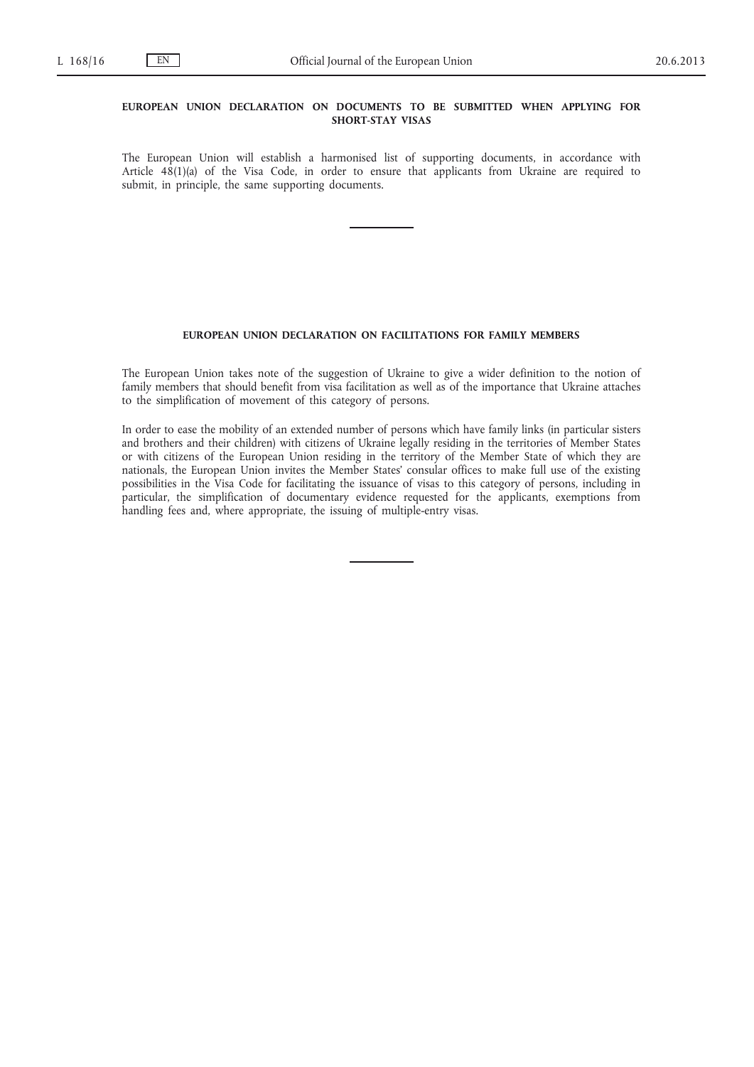**EUROPEAN UNION DECLARATION ON DOCUMENTS TO BE SUBMITTED WHEN APPLYING FOR SHORT-STAY VISAS**

The European Union will establish a harmonised list of supporting documents, in accordance with Article 48(1)(a) of the Visa Code, in order to ensure that applicants from Ukraine are required to submit, in principle, the same supporting documents.

**EUROPEAN UNION DECLARATION ON FACILITATIONS FOR FAMILY MEMBERS**

The European Union takes note of the suggestion of Ukraine to give a wider definition to the notion of family members that should benefit from visa facilitation as well as of the importance that Ukraine attaches to the simplification of movement of this category of persons.

In order to ease the mobility of an extended number of persons which have family links (in particular sisters and brothers and their children) with citizens of Ukraine legally residing in the territories of Member States or with citizens of the European Union residing in the territory of the Member State of which they are nationals, the European Union invites the Member States' consular offices to make full use of the existing possibilities in the Visa Code for facilitating the issuance of visas to this category of persons, including in particular, the simplification of documentary evidence requested for the applicants, exemptions from handling fees and, where appropriate, the issuing of multiple-entry visas.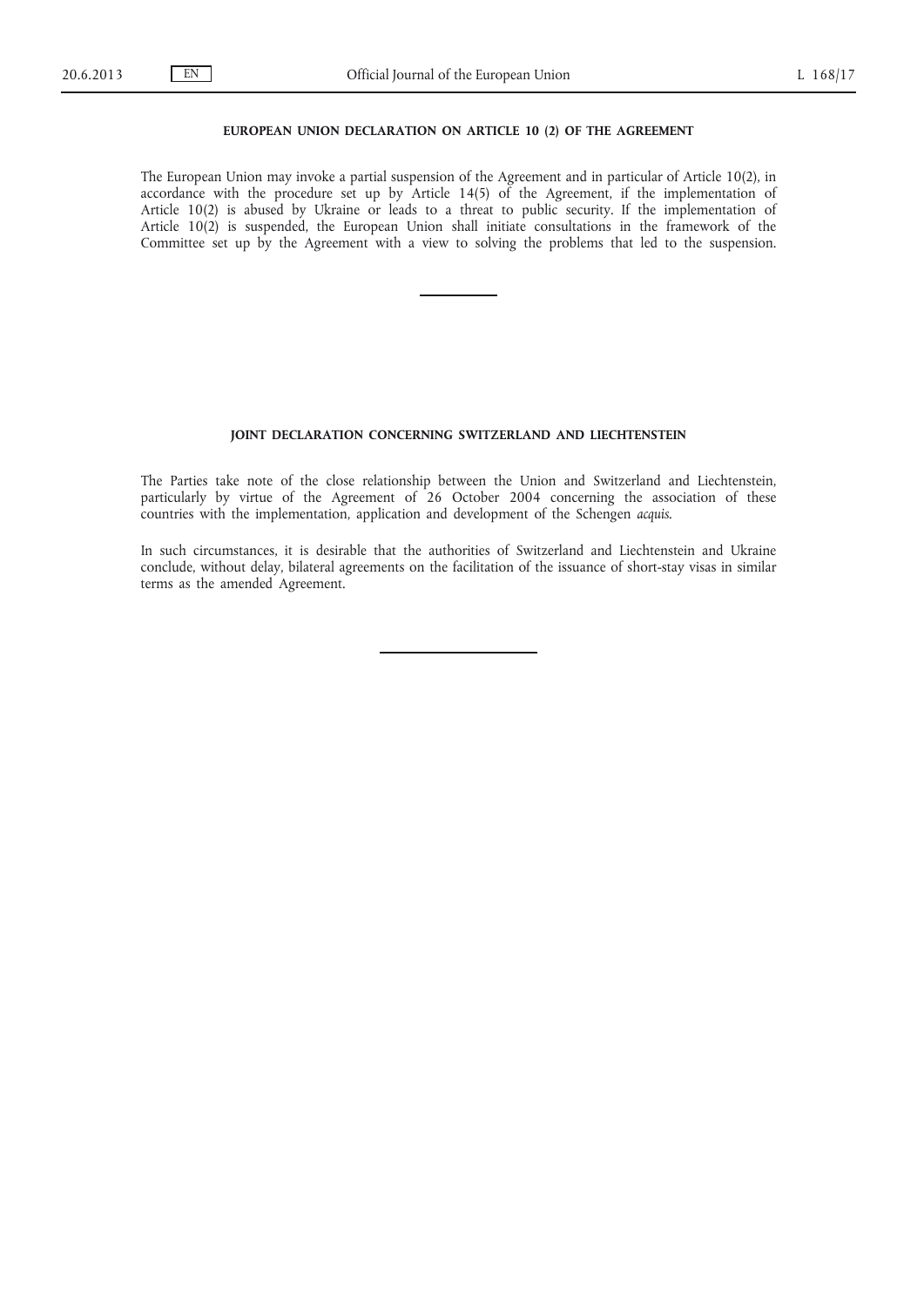## EUROPEAN UNION DECLARATION ON ARTICLE 10 (2) OF THE AGREEMENT

The European Union may invoke a partial suspension of the Agreement and in particular of Article 10(2), in accordance with the procedure set up by Article 14(5) of the Agreement, if the implementation of Article 10(2) is abused by Ukraine or leads to a threat to public security. If the implementation of Article 10(2) is suspended, the European Union shall initiate consultations in the framework of the Committee set up by the Agreement with a view to solving the problems that led to the suspension.

## JOINT DECLARATION CONCERNING SWITZERLAND AND LIECHTENSTEIN

The Parties take note of the close relationship between the Union and Switzerland and Liechtenstein, particularly by virtue of the Agreement of 26 October 2004 concerning the association of these countries with the implementation, application and development of the Schengen *acquis*.

In such circumstances, it is desirable that the authorities of Switzerland and Liechtenstein and Ukraine conclude, without delay, bilateral agreements on the facilitation of the issuance of short-stay visas in similar terms as the amended Agreement.